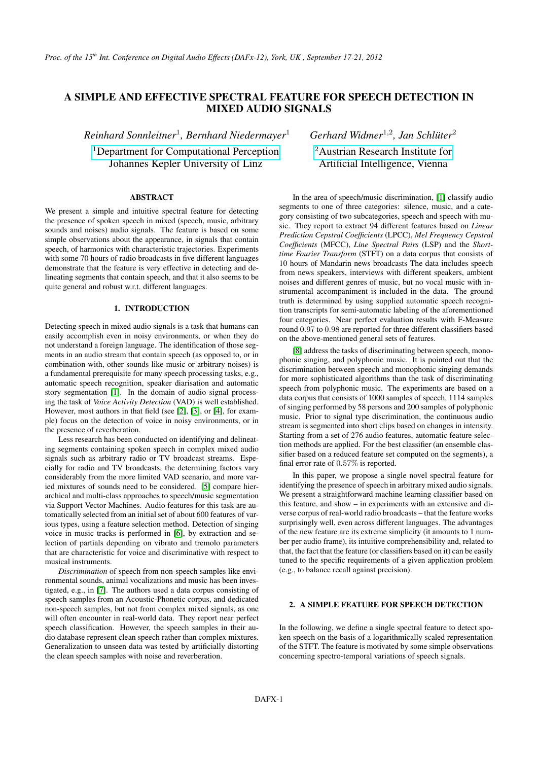# A SIMPLE AND EFFECTIVE SPECTRAL FEATURE FOR SPEECH DETECTION IN MIXED AUDIO SIGNALS

*Reinhard Sonnleitner*[1], *Bernhard Niedermayer*[1]

[1]Department for Computational Perception
Johannes Kepler University of Linz

*Gerhard Widmer*[1,2], *Jan Schlüter*[2]

[2]Austrian Research Institute for
Artificial Intelligence, Vienna

## ABSTRACT

We present a simple and intuitive spectral feature for detecting the presence of spoken speech in mixed (speech, music, arbitrary sounds and noises) audio signals. The feature is based on some simple observations about the appearance, in signals that contain speech, of harmonics with characteristic trajectories. Experiments with some 70 hours of radio broadcasts in five different languages demonstrate that the feature is very effective in detecting and delineating segments that contain speech, and that it also seems to be quite general and robust w.r.t. different languages.

## 1. INTRODUCTION

Detecting speech in mixed audio signals is a task that humans can easily accomplish even in noisy environments, or when they do not understand a foreign language. The identification of those segments in an audio stream that contain speech (as opposed to, or in combination with, other sounds like music or arbitrary noises) is a fundamental prerequisite for many speech processing tasks, e.g., automatic speech recognition, speaker diarisation and automatic story segmentation [1]. In the domain of audio signal processing the task of *Voice Activity Detection* (VAD) is well established. However, most authors in that field (see [2], [3], or [4], for example) focus on the detection of voice in noisy environments, or in the presence of reverberation.

Less research has been conducted on identifying and delineating segments containing spoken speech in complex mixed audio signals such as arbitrary radio or TV broadcast streams. Especially for radio and TV broadcasts, the determining factors vary considerably from the more limited VAD scenario, and more varied mixtures of sounds need to be considered. [5] compare hierarchical and multi-class approaches to speech/music segmentation via Support Vector Machines. Audio features for this task are automatically selected from an initial set of about 600 features of various types, using a feature selection method. Detection of singing voice in music tracks is performed in [6], by extraction and selection of partials depending on vibrato and tremolo parameters that are characteristic for voice and discriminative with respect to musical instruments.

*Discrimination* of speech from non-speech samples like environmental sounds, animal vocalizations and music has been investigated, e.g., in [7]. The authors used a data corpus consisting of speech samples from an Acoustic-Phonetic corpus, and dedicated non-speech samples, but not from complex mixed signals, as one will often encounter in real-world data. They report near perfect speech classification. However, the speech samples in their audio database represent clean speech rather than complex mixtures. Generalization to unseen data was tested by artificially distorting the clean speech samples with noise and reverberation.

In the area of speech/music discrimination, [1] classify audio segments to one of three categories: silence, music, and a category consisting of two subcategories, speech and speech with music. They report to extract 94 different features based on *Linear Prediction Cepstral Coefficients* (LPCC), *Mel Frequency Cepstral Coefficients* (MFCC), *Line Spectral Pairs* (LSP) and the *Short-time Fourier Transform* (STFT) on a data corpus that consists of 10 hours of Mandarin news broadcasts The data includes speech from news speakers, interviews with different speakers, ambient noises and different genres of music, but no vocal music with instrumental accompaniment is included in the data. The ground truth is determined by using supplied automatic speech recognition transcripts for semi-automatic labeling of the aforementioned four categories. Near perfect evaluation results with F-Measure round $0.97$ to $0.98$ are reported for three different classifiers based on the above-mentioned general sets of features.

[8] address the tasks of discriminating between speech, monophonic singing, and polyphonic music. It is pointed out that the discrimination between speech and monophonic singing demands for more sophisticated algorithms than the task of discriminating speech from polyphonic music. The experiments are based on a data corpus that consists of 1000 samples of speech, 1114 samples of singing performed by 58 persons and 200 samples of polyphonic music. Prior to signal type discrimination, the continuous audio stream is segmented into short clips based on changes in intensity. Starting from a set of 276 audio features, automatic feature selection methods are applied. For the best classifier (an ensemble classifier based on a reduced feature set computed on the segments), a final error rate of $0.57\%$ is reported.

In this paper, we propose a single novel spectral feature for identifying the presence of speech in arbitrary mixed audio signals. We present a straightforward machine learning classifier based on this feature, and show – in experiments with an extensive and diverse corpus of real-world radio broadcasts – that the feature works surprisingly well, even across different languages. The advantages of the new feature are its extreme simplicity (it amounts to 1 number per audio frame), its intuitive comprehensibility and, related to that, the fact that the feature (or classifiers based on it) can be easily tuned to the specific requirements of a given application problem (e.g., to balance recall against precision).

## 2. A SIMPLE FEATURE FOR SPEECH DETECTION

In the following, we define a single spectral feature to detect spoken speech on the basis of a logarithmically scaled representation of the STFT. The feature is motivated by some simple observations concerning spectro-temporal variations of speech signals.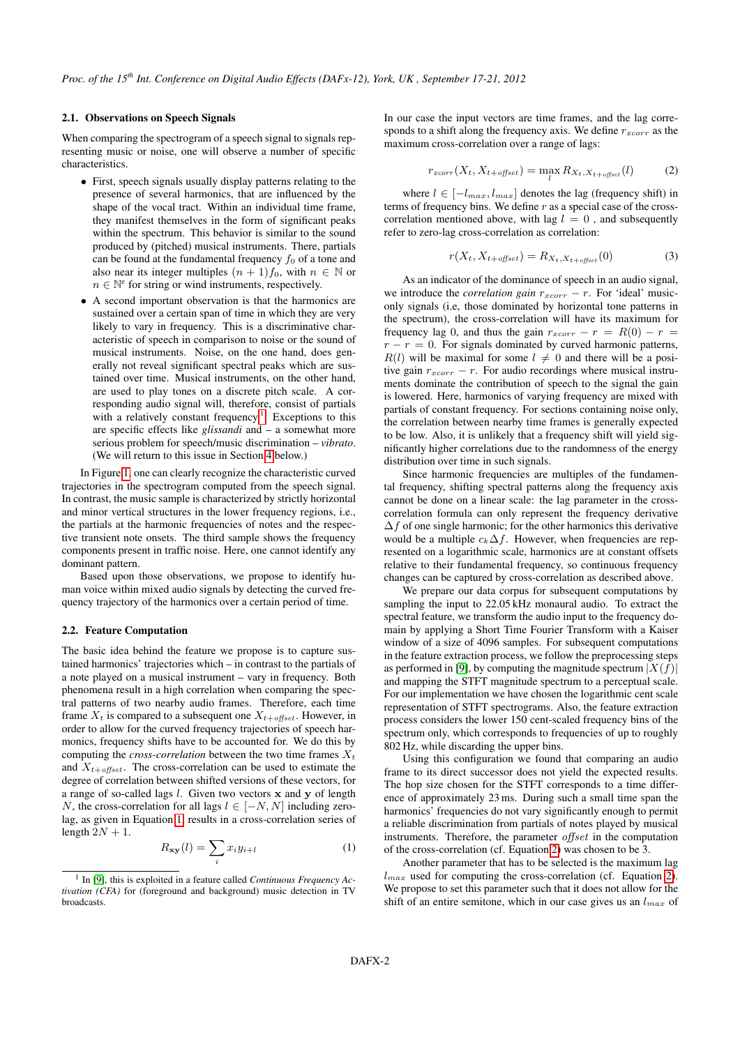### 2.1. Observations on Speech Signals

When comparing the spectrogram of a speech signal to signals representing music or noise, one will observe a number of specific characteristics.

- First, speech signals usually display patterns relating to the presence of several harmonics, that are influenced by the shape of the vocal tract. Within an individual time frame, they manifest themselves in the form of significant peaks within the spectrum. This behavior is similar to the sound produced by (pitched) musical instruments. There, partials can be found at the fundamental frequency $f_0$ of a tone and also near its integer multiples $(n+1)f_0$, with $n \in \mathbb{N}$ or $n \in \mathbb{N}^e$ for string or wind instruments, respectively.
- A second important observation is that the harmonics are sustained over a certain span of time in which they are very likely to vary in frequency. This is a discriminative characteristic of speech in comparison to noise or the sound of musical instruments. Noise, on the one hand, does generally not reveal significant spectral peaks which are sustained over time. Musical instruments, on the other hand, are used to play tones on a discrete pitch scale. A corresponding audio signal will, therefore, consist of partials with a relatively constant frequency[1]. Exceptions to this are specific effects like *glissandi* and – a somewhat more serious problem for speech/music discrimination – *vibrato*. (We will return to this issue in Section 4 below.)

In Figure 1, one can clearly recognize the characteristic curved trajectories in the spectrogram computed from the speech signal. In contrast, the music sample is characterized by strictly horizontal and minor vertical structures in the lower frequency regions, i.e., the partials at the harmonic frequencies of notes and the respective transient note onsets. The third sample shows the frequency components present in traffic noise. Here, one cannot identify any dominant pattern.

Based upon those observations, we propose to identify human voice within mixed audio signals by detecting the curved frequency trajectory of the harmonics over a certain period of time.

### 2.2. Feature Computation

The basic idea behind the feature we propose is to capture sustained harmonics' trajectories which – in contrast to the partials of a note played on a musical instrument – vary in frequency. Both phenomena result in a high correlation when comparing the spectral patterns of two nearby audio frames. Therefore, each time frame $X_t$ is compared to a subsequent one $X_{t+offset}$. However, in order to allow for the curved frequency trajectories of speech harmonics, frequency shifts have to be accounted for. We do this by computing the *cross-correlation* between the two time frames $X_t$ and $X_{t+offset}$. The cross-correlation can be used to estimate the degree of correlation between shifted versions of these vectors, for a range of so-called lags $l$. Given two vectors $\mathbf{x}$ and $\mathbf{y}$ of length $N$, the cross-correlation for all lags $l \in [-N, N]$ including zero-lag, as given in Equation 1, results in a cross-correlation series of length $2N+1$.

$$R_{\mathbf{xy}}(l) = \sum_i x_i y_{i+l} \tag{1}$$

[1] In [9], this is exploited in a feature called *Continuous Frequency Activation (CFA)* for (foreground and background) music detection in TV broadcasts.

In our case the input vectors are time frames, and the lag corresponds to a shift along the frequency axis. We define $r_{xcorr}$ as the maximum cross-correlation over a range of lags:

$$r_{xcorr}(X_t, X_{t+offset}) = \max_l R_{X_t, X_{t+offset}}(l) \tag{2}$$

where $l \in [-l_{max}, l_{max}]$ denotes the lag (frequency shift) in terms of frequency bins. We define $r$ as a special case of the cross-correlation mentioned above, with lag $l = 0$ , and subsequently refer to zero-lag cross-correlation as correlation:

$$r(X_t, X_{t+offset}) = R_{X_t, X_{t+offset}}(0) \tag{3}$$

As an indicator of the dominance of speech in an audio signal, we introduce the *correlation gain* $r_{xcorr} - r$. For 'ideal' music-only signals (i.e, those dominated by horizontal tone patterns in the spectrum), the cross-correlation will have its maximum for frequency lag 0, and thus the gain $r_{xcorr} - r = R(0) - r = r - r = 0$. For signals dominated by curved harmonic patterns, $R(l)$ will be maximal for some $l \neq 0$ and there will be a positive gain $r_{xcorr} - r$. For audio recordings where musical instruments dominate the contribution of speech to the signal the gain is lowered. Here, harmonics of varying frequency are mixed with partials of constant frequency. For sections containing noise only, the correlation between nearby time frames is generally expected to be low. Also, it is unlikely that a frequency shift will yield significantly higher correlations due to the randomness of the energy distribution over time in such signals.

Since harmonic frequencies are multiples of the fundamental frequency, shifting spectral patterns along the frequency axis cannot be done on a linear scale: the lag parameter in the cross-correlation formula can only represent the frequency derivative $\Delta f$ of one single harmonic; for the other harmonics this derivative would be a multiple $c_k \Delta f$. However, when frequencies are represented on a logarithmic scale, harmonics are at constant offsets relative to their fundamental frequency, so continuous frequency changes can be captured by cross-correlation as described above.

We prepare our data corpus for subsequent computations by sampling the input to 22.05 kHz monaural audio. To extract the spectral feature, we transform the audio input to the frequency domain by applying a Short Time Fourier Transform with a Kaiser window of a size of 4096 samples. For subsequent computations in the feature extraction process, we follow the preprocessing steps as performed in [9], by computing the magnitude spectrum $|X(f)|$ and mapping the STFT magnitude spectrum to a perceptual scale. For our implementation we have chosen the logarithmic cent scale representation of STFT spectrograms. Also, the feature extraction process considers the lower 150 cent-scaled frequency bins of the spectrum only, which corresponds to frequencies of up to roughly 802 Hz, while discarding the upper bins.

Using this configuration we found that comparing an audio frame to its direct successor does not yield the expected results. The hop size chosen for the STFT corresponds to a time difference of approximately 23 ms. During such a small time span the harmonics' frequencies do not vary significantly enough to permit a reliable discrimination from partials of notes played by musical instruments. Therefore, the parameter *offset* in the computation of the cross-correlation (cf. Equation 2) was chosen to be 3.

Another parameter that has to be selected is the maximum lag $l_{max}$ used for computing the cross-correlation (cf. Equation 2). We propose to set this parameter such that it does not allow for the shift of an entire semitone, which in our case gives us an $l_{max}$ of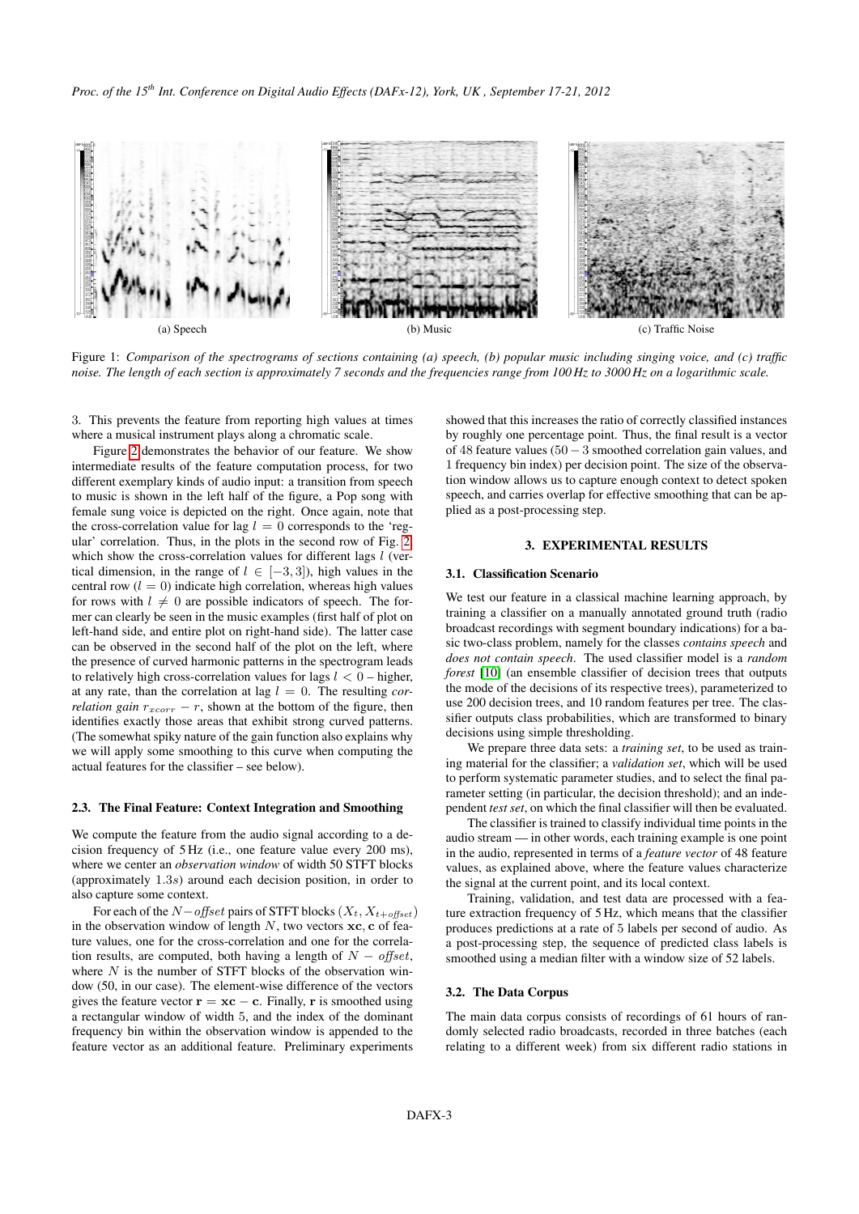(a) Speech

(b) Music

(c) Traffic Noise

Figure 1: *Comparison of the spectrograms of sections containing (a) speech, (b) popular music including singing voice, and (c) traffic noise. The length of each section is approximately 7 seconds and the frequencies range from 100 Hz to 3000 Hz on a logarithmic scale.*

3. This prevents the feature from reporting high values at times where a musical instrument plays along a chromatic scale.

Figure 2 demonstrates the behavior of our feature. We show intermediate results of the feature computation process, for two different exemplary kinds of audio input: a transition from speech to music is shown in the left half of the figure, a Pop song with female sung voice is depicted on the right. Once again, note that the cross-correlation value for lag $l = 0$ corresponds to the 'regular' correlation. Thus, in the plots in the second row of Fig. 2, which show the cross-correlation values for different lags $l$ (vertical dimension, in the range of $l \in [-3, 3]$), high values in the central row ($l = 0$) indicate high correlation, whereas high values for rows with $l \neq 0$ are possible indicators of speech. The former can clearly be seen in the music examples (first half of plot on left-hand side, and entire plot on right-hand side). The latter case can be observed in the second half of the plot on the left, where the presence of curved harmonic patterns in the spectrogram leads to relatively high cross-correlation values for lags $l < 0$ – higher, at any rate, than the correlation at lag $l = 0$. The resulting *correlation gain* $r_{xcorr} - r$, shown at the bottom of the figure, then identifies exactly those areas that exhibit strong curved patterns. (The somewhat spiky nature of the gain function also explains why we will apply some smoothing to this curve when computing the actual features for the classifier – see below).

### 2.3. The Final Feature: Context Integration and Smoothing

We compute the feature from the audio signal according to a decision frequency of 5 Hz (i.e., one feature value every 200 ms), where we center an *observation window* of width 50 STFT blocks (approximately $1.3s$) around each decision position, in order to also capture some context.

For each of the $N - offset$ pairs of STFT blocks $(X_t, X_{t+offset})$ in the observation window of length $N$, two vectors $\mathbf{xc}$, $\mathbf{c}$ of feature values, one for the cross-correlation and one for the correlation results, are computed, both having a length of $N - offset$, where $N$ is the number of STFT blocks of the observation window (50, in our case). The element-wise difference of the vectors gives the feature vector $\mathbf{r} = \mathbf{xc} - \mathbf{c}$. Finally, $\mathbf{r}$ is smoothed using a rectangular window of width 5, and the index of the dominant frequency bin within the observation window is appended to the feature vector as an additional feature. Preliminary experiments showed that this increases the ratio of correctly classified instances by roughly one percentage point. Thus, the final result is a vector of 48 feature values ($50 - 3$ smoothed correlation gain values, and 1 frequency bin index) per decision point. The size of the observation window allows us to capture enough context to detect spoken speech, and carries overlap for effective smoothing that can be applied as a post-processing step.

## 3. EXPERIMENTAL RESULTS

### 3.1. Classification Scenario

We test our feature in a classical machine learning approach, by training a classifier on a manually annotated ground truth (radio broadcast recordings with segment boundary indications) for a basic two-class problem, namely for the classes *contains speech* and *does not contain speech*. The used classifier model is a *random forest* [10] (an ensemble classifier of decision trees that outputs the mode of the decisions of its respective trees), parameterized to use 200 decision trees, and 10 random features per tree. The classifier outputs class probabilities, which are transformed to binary decisions using simple thresholding.

We prepare three data sets: a *training set*, to be used as training material for the classifier; a *validation set*, which will be used to perform systematic parameter studies, and to select the final parameter setting (in particular, the decision threshold); and an independent *test set*, on which the final classifier will then be evaluated.

The classifier is trained to classify individual time points in the audio stream — in other words, each training example is one point in the audio, represented in terms of a *feature vector* of 48 feature values, as explained above, where the feature values characterize the signal at the current point, and its local context.

Training, validation, and test data are processed with a feature extraction frequency of 5 Hz, which means that the classifier produces predictions at a rate of 5 labels per second of audio. As a post-processing step, the sequence of predicted class labels is smoothed using a median filter with a window size of 52 labels.

### 3.2. The Data Corpus

The main data corpus consists of recordings of 61 hours of randomly selected radio broadcasts, recorded in three batches (each relating to a different week) from six different radio stations in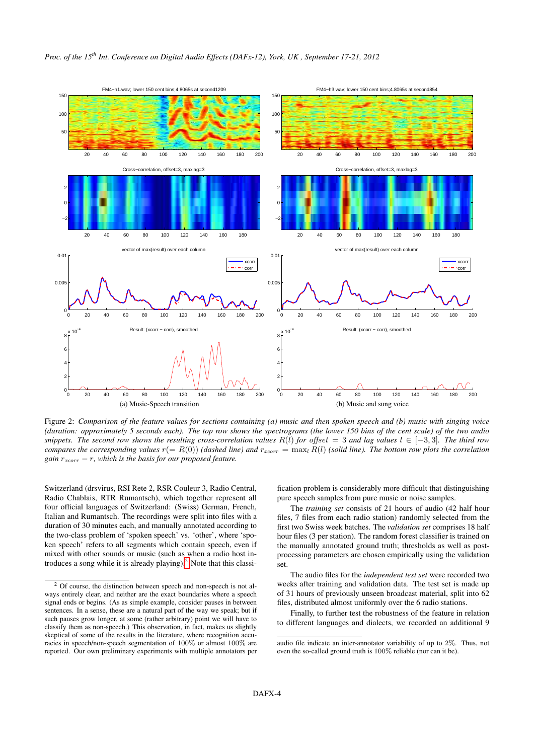(a) Music-Speech transition

(b) Music and sung voice

Figure 2: *Comparison of the feature values for sections containing (a) music and then spoken speech and (b) music with singing voice (duration: approximately 5 seconds each). The top row shows the spectrograms (the lower 150 bins of the cent scale) of the two audio snippets. The second row shows the resulting cross-correlation values $R(l)$ for offset $= 3$ and lag values $l \in [-3, 3]$. The third row compares the corresponding values $r (= R(0))$ (dashed line) and $r_{xcorr} = \max_l R(l)$ (solid line). The bottom row plots the correlation gain $r_{xcorr} - r$, which is the basis for our proposed feature.*

Switzerland (drsvirus, RSI Rete 2, RSR Couleur 3, Radio Central, Radio Chablais, RTR Rumantsch), which together represent all four official languages of Switzerland: (Swiss) German, French, Italian and Rumantsch. The recordings were split into files with a duration of 30 minutes each, and manually annotated according to the two-class problem of 'spoken speech' vs. 'other', where 'spoken speech' refers to all segments which contain speech, even if mixed with other sounds or music (such as when a radio host introduces a song while it is already playing).[2] Note that this classification problem is considerably more difficult that distinguishing pure speech samples from pure music or noise samples.

The *training set* consists of 21 hours of audio (42 half hour files, 7 files from each radio station) randomly selected from the first two Swiss week batches. The *validation set* comprises 18 half hour files (3 per station). The random forest classifier is trained on the manually annotated ground truth; thresholds as well as post-processing parameters are chosen empirically using the validation set.

The audio files for the *independent test set* were recorded two weeks after training and validation data. The test set is made up of 31 hours of previously unseen broadcast material, split into 62 files, distributed almost uniformly over the 6 radio stations.

Finally, to further test the robustness of the feature in relation to different languages and dialects, we recorded an additional 9

[2] Of course, the distinction between speech and non-speech is not always entirely clear, and neither are the exact boundaries where a speech signal ends or begins. (As as simple example, consider pauses in between sentences. In a sense, these are a natural part of the way we speak; but if such pauses grow longer, at some (rather arbitrary) point we will have to classify them as non-speech.) This observation, in fact, makes us slightly skeptical of some of the results in the literature, where recognition accuracies in speech/non-speech segmentation of 100% or almost 100% are reported. Our own preliminary experiments with multiple annotators per audio file indicate an inter-annotator variability of up to 2%. Thus, not even the so-called ground truth is 100% reliable (nor can it be).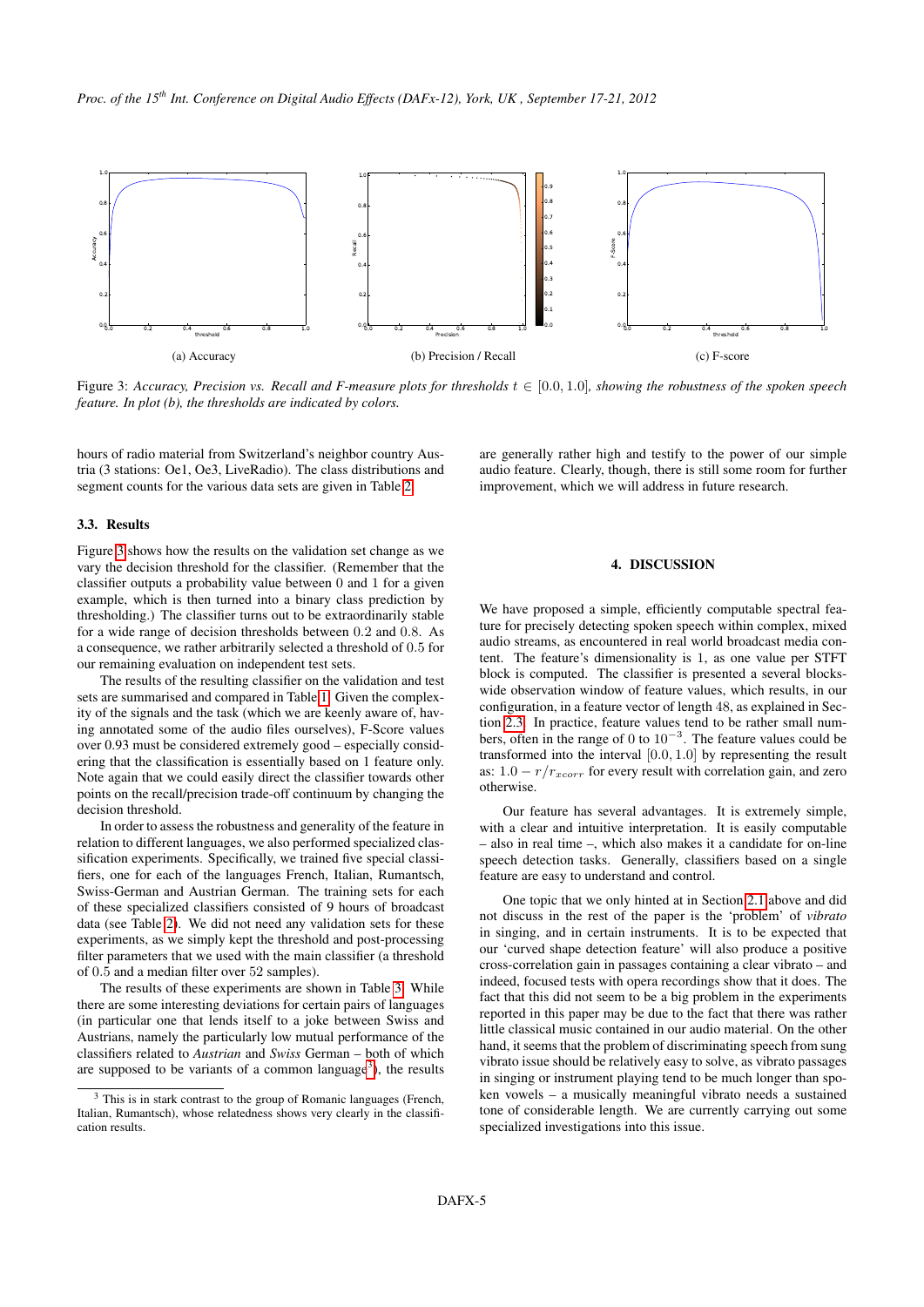(a) Accuracy

(b) Precision / Recall

(c) F-score

Figure 3: *Accuracy, Precision vs. Recall and F-measure plots for thresholds $t \in [0.0, 1.0]$, showing the robustness of the spoken speech feature. In plot (b), the thresholds are indicated by colors.*

hours of radio material from Switzerland's neighbor country Austria (3 stations: Oe1, Oe3, LiveRadio). The class distributions and segment counts for the various data sets are given in Table 2.

### 3.3. Results

Figure 3 shows how the results on the validation set change as we vary the decision threshold for the classifier. (Remember that the classifier outputs a probability value between 0 and 1 for a given example, which is then turned into a binary class prediction by thresholding.) The classifier turns out to be extraordinarily stable for a wide range of decision thresholds between 0.2 and 0.8. As a consequence, we rather arbitrarily selected a threshold of 0.5 for our remaining evaluation on independent test sets.

The results of the resulting classifier on the validation and test sets are summarised and compared in Table 1. Given the complexity of the signals and the task (which we are keenly aware of, having annotated some of the audio files ourselves), F-Score values over 0.93 must be considered extremely good – especially considering that the classification is essentially based on 1 feature only. Note again that we could easily direct the classifier towards other points on the recall/precision trade-off continuum by changing the decision threshold.

In order to assess the robustness and generality of the feature in relation to different languages, we also performed specialized classification experiments. Specifically, we trained five special classifiers, one for each of the languages French, Italian, Rumantsch, Swiss-German and Austrian German. The training sets for each of these specialized classifiers consisted of 9 hours of broadcast data (see Table 2). We did not need any validation sets for these experiments, as we simply kept the threshold and post-processing filter parameters that we used with the main classifier (a threshold of 0.5 and a median filter over 52 samples).

The results of these experiments are shown in Table 3. While there are some interesting deviations for certain pairs of languages (in particular one that lends itself to a joke between Swiss and Austrians, namely the particularly low mutual performance of the classifiers related to *Austrian* and *Swiss* German – both of which are supposed to be variants of a common language[3]), the results are generally rather high and testify to the power of our simple audio feature. Clearly, though, there is still some room for further improvement, which we will address in future research.

[3] This is in stark contrast to the group of Romanic languages (French, Italian, Rumantsch), whose relatedness shows very clearly in the classification results.

## 4. DISCUSSION

We have proposed a simple, efficiently computable spectral feature for precisely detecting spoken speech within complex, mixed audio streams, as encountered in real world broadcast media content. The feature's dimensionality is 1, as one value per STFT block is computed. The classifier is presented a several blocks-wide observation window of feature values, which results, in our configuration, in a feature vector of length 48, as explained in Section 2.3. In practice, feature values tend to be rather small numbers, often in the range of 0 to $10^{-3}$. The feature values could be transformed into the interval $[0.0, 1.0]$ by representing the result as: $1.0 - r/r_{xcorr}$ for every result with correlation gain, and zero otherwise.

Our feature has several advantages. It is extremely simple, with a clear and intuitive interpretation. It is easily computable – also in real time –, which also makes it a candidate for on-line speech detection tasks. Generally, classifiers based on a single feature are easy to understand and control.

One topic that we only hinted at in Section 2.1 above and did not discuss in the rest of the paper is the 'problem' of *vibrato* in singing, and in certain instruments. It is to be expected that our 'curved shape detection feature' will also produce a positive cross-correlation gain in passages containing a clear vibrato – and indeed, focused tests with opera recordings show that it does. The fact that this did not seem to be a big problem in the experiments reported in this paper may be due to the fact that there was rather little classical music contained in our audio material. On the other hand, it seems that the problem of discriminating speech from sung vibrato issue should be relatively easy to solve, as vibrato passages in singing or instrument playing tend to be much longer than spoken vowels – a musically meaningful vibrato needs a sustained tone of considerable length. We are currently carrying out some specialized investigations into this issue.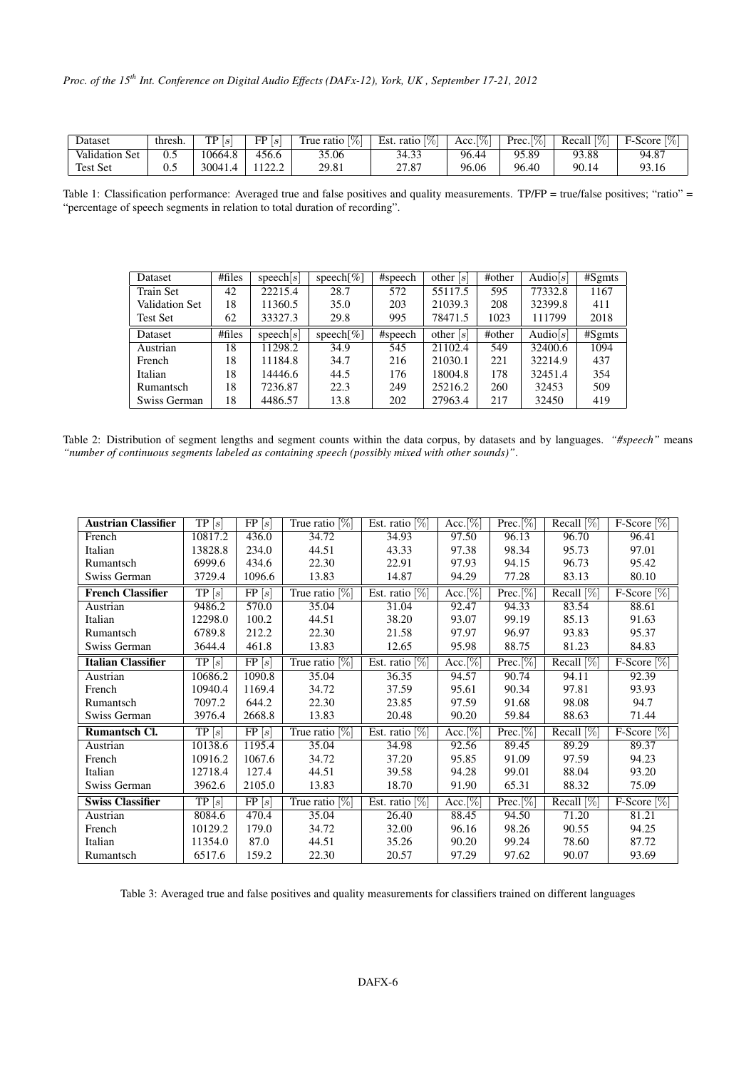| Dataset | thresh. | TP [$s$] | FP [$s$] | True ratio [%] | Est. ratio [%] | Acc.[%] | Prec.[%] | Recall [%] | F-Score [%] |
|---|---|---|---|---|---|---|---|---|---|
| Validation Set | 0.5 | 10664.8 | 456.6 | 35.06 | 34.33 | 96.44 | 95.89 | 93.88 | 94.87 |
| Test Set | 0.5 | 30041.4 | 1122.2 | 29.81 | 27.87 | 96.06 | 96.40 | 90.14 | 93.16 |

Table 1: Classification performance: Averaged true and false positives and quality measurements. TP/FP = true/false positives; "ratio" = "percentage of speech segments in relation to total duration of recording".

| Dataset | #files | speech[$s$] | speech[%] | #speech | other [$s$] | #other | Audio[$s$] | #Sgmts |
|---|---|---|---|---|---|---|---|---|
| Train Set | 42 | 22215.4 | 28.7 | 572 | 55117.5 | 595 | 77332.8 | 1167 |
| Validation Set | 18 | 11360.5 | 35.0 | 203 | 21039.3 | 208 | 32399.8 | 411 |
| Test Set | 62 | 33327.3 | 29.8 | 995 | 78471.5 | 1023 | 111799 | 2018 |
| **Dataset** | **#files** | **speech[$s$]** | **speech[%]** | **#speech** | **other [$s$]** | **#other** | **Audio[$s$]** | **#Sgmts** |
| Austrian | 18 | 11298.2 | 34.9 | 545 | 21102.4 | 549 | 32400.6 | 1094 |
| French | 18 | 11184.8 | 34.7 | 216 | 21030.1 | 221 | 32214.9 | 437 |
| Italian | 18 | 14446.6 | 44.5 | 176 | 18004.8 | 178 | 32451.4 | 354 |
| Rumantsch | 18 | 7236.87 | 22.3 | 249 | 25216.2 | 260 | 32453 | 509 |
| Swiss German | 18 | 4486.57 | 13.8 | 202 | 27963.4 | 217 | 32450 | 419 |

Table 2: Distribution of segment lengths and segment counts within the data corpus, by datasets and by languages. *"#speech"* means *"number of continuous segments labeled as containing speech (possibly mixed with other sounds)"*.

| **Austrian Classifier** | TP [$s$] | FP [$s$] | True ratio [%] | Est. ratio [%] | Acc.[%] | Prec.[%] | Recall [%] | F-Score [%] |
|---|---|---|---|---|---|---|---|---|
| French | 10817.2 | 436.0 | 34.72 | 34.93 | 97.50 | 96.13 | 96.70 | 96.41 |
| Italian | 13828.8 | 234.0 | 44.51 | 43.33 | 97.38 | 98.34 | 95.73 | 97.01 |
| Rumantsch | 6999.6 | 434.6 | 22.30 | 22.91 | 97.93 | 94.15 | 96.73 | 95.42 |
| Swiss German | 3729.4 | 1096.6 | 13.83 | 14.87 | 94.29 | 77.28 | 83.13 | 80.10 |
| **French Classifier** | TP [$s$] | FP [$s$] | True ratio [%] | Est. ratio [%] | Acc.[%] | Prec.[%] | Recall [%] | F-Score [%] |
| Austrian | 9486.2 | 570.0 | 35.04 | 31.04 | 92.47 | 94.33 | 83.54 | 88.61 |
| Italian | 12298.0 | 100.2 | 44.51 | 38.20 | 93.07 | 99.19 | 85.13 | 91.63 |
| Rumantsch | 6789.8 | 212.2 | 22.30 | 21.58 | 97.97 | 96.97 | 93.83 | 95.37 |
| Swiss German | 3644.4 | 461.8 | 13.83 | 12.65 | 95.98 | 88.75 | 81.23 | 84.83 |
| **Italian Classifier** | TP [$s$] | FP [$s$] | True ratio [%] | Est. ratio [%] | Acc.[%] | Prec.[%] | Recall [%] | F-Score [%] |
| Austrian | 10686.2 | 1090.8 | 35.04 | 36.35 | 94.57 | 90.74 | 94.11 | 92.39 |
| French | 10940.4 | 1169.4 | 34.72 | 37.59 | 95.61 | 90.34 | 97.81 | 93.93 |
| Rumantsch | 7097.2 | 644.2 | 22.30 | 23.85 | 97.59 | 91.68 | 98.08 | 94.7 |
| Swiss German | 3976.4 | 2668.8 | 13.83 | 20.48 | 90.20 | 59.84 | 88.63 | 71.44 |
| **Rumantsch Cl.** | TP [$s$] | FP [$s$] | True ratio [%] | Est. ratio [%] | Acc.[%] | Prec.[%] | Recall [%] | F-Score [%] |
| Austrian | 10138.6 | 1195.4 | 35.04 | 34.98 | 92.56 | 89.45 | 89.29 | 89.37 |
| French | 10916.2 | 1067.6 | 34.72 | 37.20 | 95.85 | 91.09 | 97.59 | 94.23 |
| Italian | 12718.4 | 127.4 | 44.51 | 39.58 | 94.28 | 99.01 | 88.04 | 93.20 |
| Swiss German | 3962.6 | 2105.0 | 13.83 | 18.70 | 91.90 | 65.31 | 88.32 | 75.09 |
| **Swiss Classifier** | TP [$s$] | FP [$s$] | True ratio [%] | Est. ratio [%] | Acc.[%] | Prec.[%] | Recall [%] | F-Score [%] |
| Austrian | 8084.6 | 470.4 | 35.04 | 26.40 | 88.45 | 94.50 | 71.20 | 81.21 |
| French | 10129.2 | 179.0 | 34.72 | 32.00 | 96.16 | 98.26 | 90.55 | 94.25 |
| Italian | 11354.0 | 87.0 | 44.51 | 35.26 | 90.20 | 99.24 | 78.60 | 87.72 |
| Rumantsch | 6517.6 | 159.2 | 22.30 | 20.57 | 97.29 | 97.62 | 90.07 | 93.69 |

Table 3: Averaged true and false positives and quality measurements for classifiers trained on different languages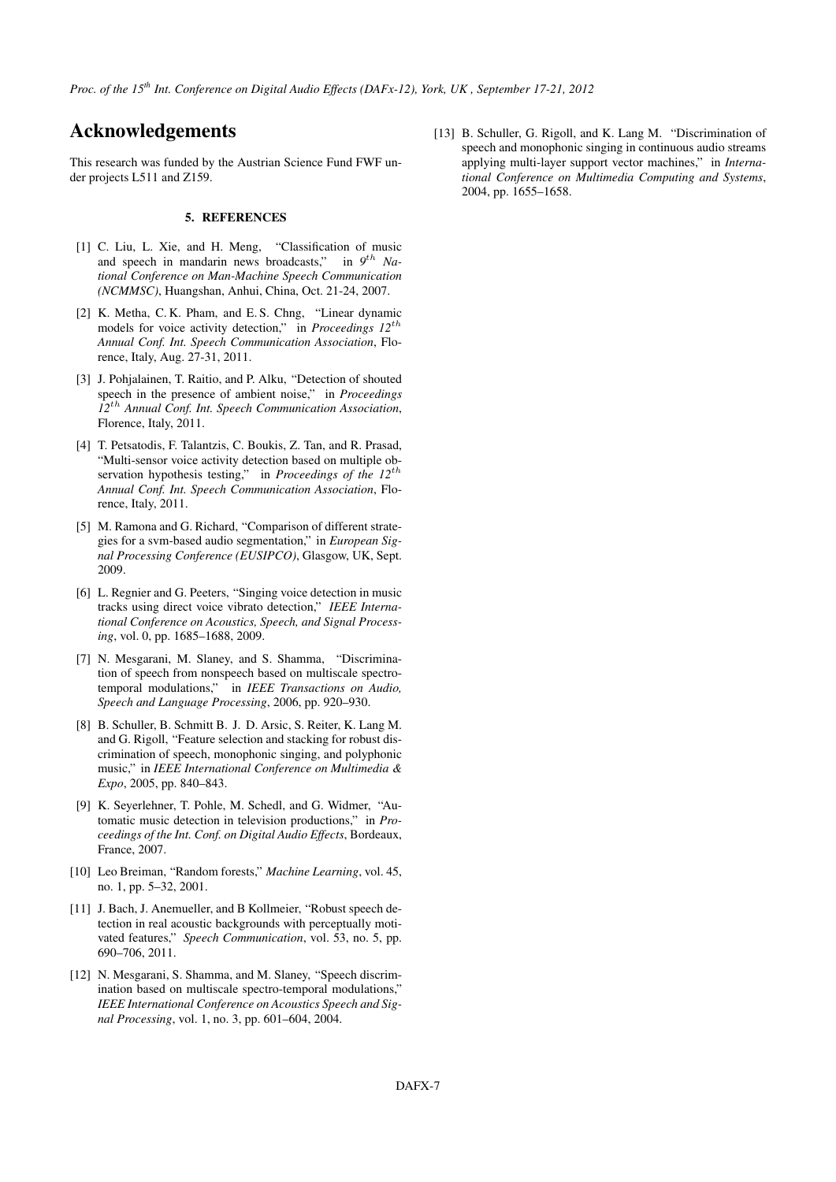## Acknowledgements

This research was funded by the Austrian Science Fund FWF under projects L511 and Z159.

### 5. REFERENCES

[1] C. Liu, L. Xie, and H. Meng, "Classification of music and speech in mandarin news broadcasts," in *9$^{th}$ National Conference on Man-Machine Speech Communication (NCMMSC)*, Huangshan, Anhui, China, Oct. 21-24, 2007.

[2] K. Metha, C. K. Pham, and E. S. Chng, "Linear dynamic models for voice activity detection," in *Proceedings 12$^{th}$ Annual Conf. Int. Speech Communication Association*, Florence, Italy, Aug. 27-31, 2011.

[3] J. Pohjalainen, T. Raitio, and P. Alku, "Detection of shouted speech in the presence of ambient noise," in *Proceedings 12$^{th}$ Annual Conf. Int. Speech Communication Association*, Florence, Italy, 2011.

[4] T. Petsatodis, F. Talantzis, C. Boukis, Z. Tan, and R. Prasad, "Multi-sensor voice activity detection based on multiple observation hypothesis testing," in *Proceedings of the 12$^{th}$ Annual Conf. Int. Speech Communication Association*, Florence, Italy, 2011.

[5] M. Ramona and G. Richard, "Comparison of different strategies for a svm-based audio segmentation," in *European Signal Processing Conference (EUSIPCO)*, Glasgow, UK, Sept. 2009.

[6] L. Regnier and G. Peeters, "Singing voice detection in music tracks using direct voice vibrato detection," *IEEE International Conference on Acoustics, Speech, and Signal Processing*, vol. 0, pp. 1685–1688, 2009.

[7] N. Mesgarani, M. Slaney, and S. Shamma, "Discrimination of speech from nonspeech based on multiscale spectrotemporal modulations," in *IEEE Transactions on Audio, Speech and Language Processing*, 2006, pp. 920–930.

[8] B. Schuller, B. Schmitt B. J. D. Arsic, S. Reiter, K. Lang M. and G. Rigoll, "Feature selection and stacking for robust discrimination of speech, monophonic singing, and polyphonic music," in *IEEE International Conference on Multimedia & Expo*, 2005, pp. 840–843.

[9] K. Seyerlehner, T. Pohle, M. Schedl, and G. Widmer, "Automatic music detection in television productions," in *Proceedings of the Int. Conf. on Digital Audio Effects*, Bordeaux, France, 2007.

[10] Leo Breiman, "Random forests," *Machine Learning*, vol. 45, no. 1, pp. 5–32, 2001.

[11] J. Bach, J. Anemueller, and B Kollmeier, "Robust speech detection in real acoustic backgrounds with perceptually motivated features," *Speech Communication*, vol. 53, no. 5, pp. 690–706, 2011.

[12] N. Mesgarani, S. Shamma, and M. Slaney, "Speech discrimination based on multiscale spectro-temporal modulations," *IEEE International Conference on Acoustics Speech and Signal Processing*, vol. 1, no. 3, pp. 601–604, 2004.

[13] B. Schuller, G. Rigoll, and K. Lang M. "Discrimination of speech and monophonic singing in continuous audio streams applying multi-layer support vector machines," in *International Conference on Multimedia Computing and Systems*, 2004, pp. 1655–1658.